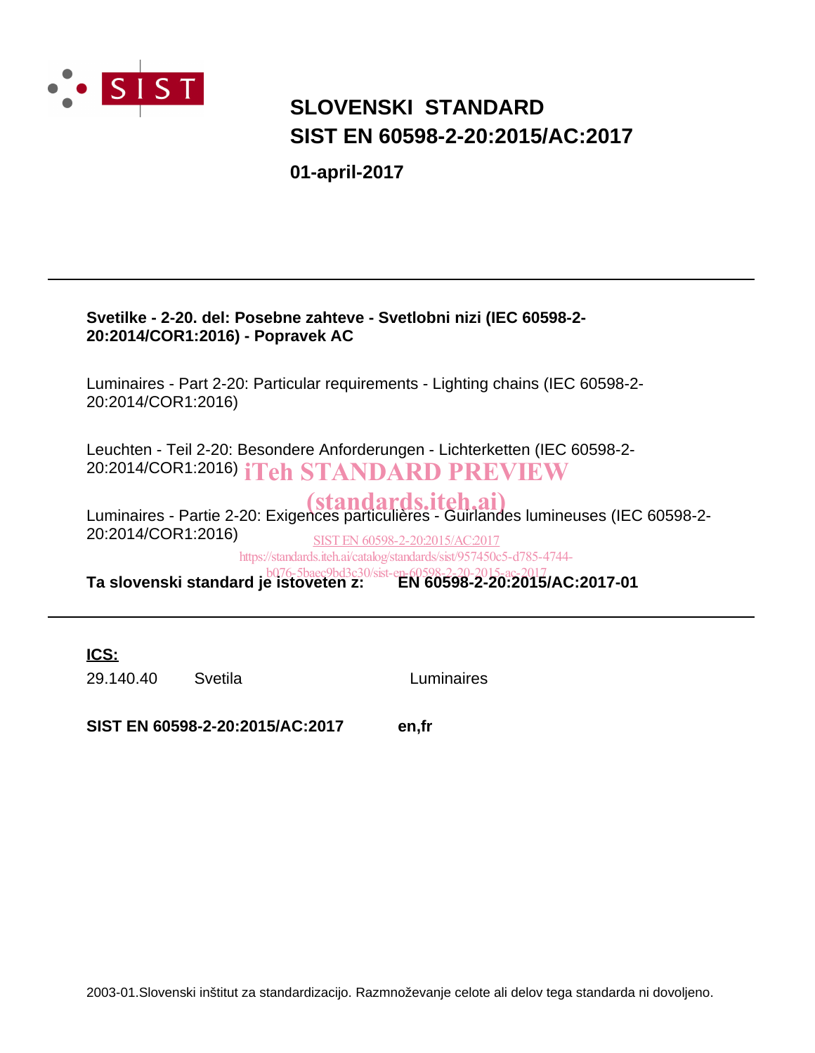SIST

# SLOVENSKI STANDARD
# SIST EN 60598-2-20:2015/AC:2017

**01-april-2017**

---

**Svetilke - 2-20. del: Posebne zahteve - Svetlobni nizi (IEC 60598-2-20:2014/COR1:2016) - Popravek AC**

Luminaires - Part 2-20: Particular requirements - Lighting chains (IEC 60598-2-20:2014/COR1:2016)

Leuchten - Teil 2-20: Besondere Anforderungen - Lichterketten (IEC 60598-2-20:2014/COR1:2016)

iTeh STANDARD PREVIEW
(standards.iteh.ai)

Luminaires - Partie 2-20: Exigences particulières - Guirlandes lumineuses (IEC 60598-2-20:2014/COR1:2016)

SIST EN 60598-2-20:2015/AC:2017
https://standards.iteh.ai/catalog/standards/sist/957450c5-d785-4744-b076-5baec9bd3c30/sist-en-60598-2-20-2015-ac-2017

**Ta slovenski standard je istoveten z: EN 60598-2-20:2015/AC:2017-01**

---

**ICS:**

| | | |
|---|---|---|
| 29.140.40 | Svetila | Luminaires |

**SIST EN 60598-2-20:2015/AC:2017 en,fr**

2003-01.Slovenski inštitut za standardizacijo. Razmnoževanje celote ali delov tega standarda ni dovoljeno.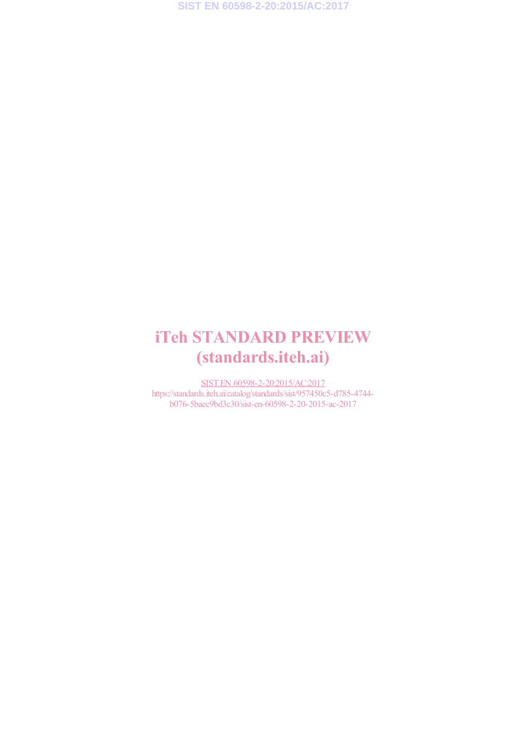iTeh STANDARD PREVIEW
(standards.iteh.ai)

SIST EN 60598-2-20:2015/AC:2017
https://standards.iteh.ai/catalog/standards/sist/957450c5-d785-4744-b076-5baec9bd3c30/sist-en-60598-2-20-2015-ac-2017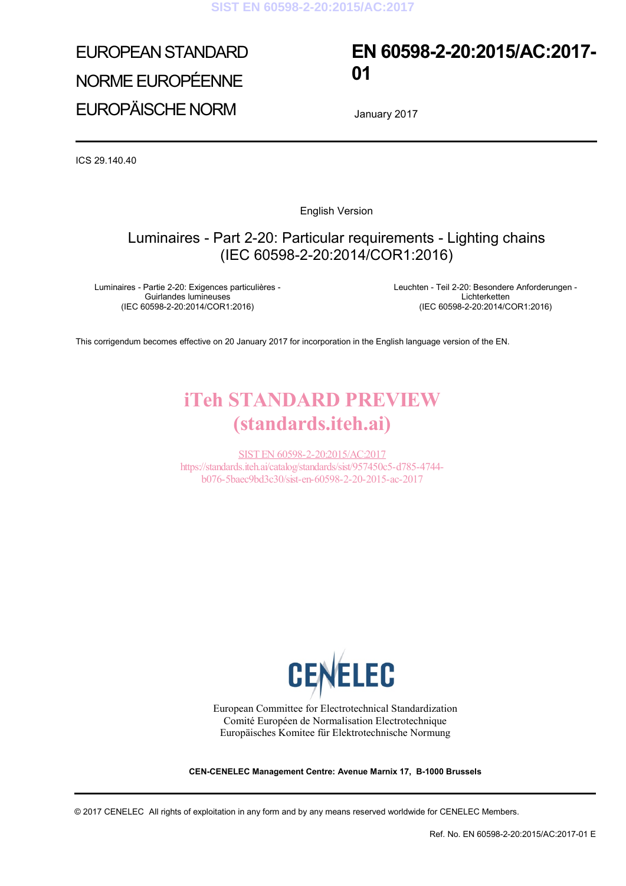EUROPEAN STANDARD

NORME EUROPÉENNE

EUROPÄISCHE NORM

# EN 60598-2-20:2015/AC:2017-01

January 2017

ICS 29.140.40

English Version

## Luminaires - Part 2-20: Particular requirements - Lighting chains (IEC 60598-2-20:2014/COR1:2016)

Luminaires - Partie 2-20: Exigences particulières - Guirlandes lumineuses (IEC 60598-2-20:2014/COR1:2016)

Leuchten - Teil 2-20: Besondere Anforderungen - Lichterketten (IEC 60598-2-20:2014/COR1:2016)

This corrigendum becomes effective on 20 January 2017 for incorporation in the English language version of the EN.

iTeh STANDARD PREVIEW
(standards.iteh.ai)

SIST EN 60598-2-20:2015/AC:2017
https://standards.iteh.ai/catalog/standards/sist/957450c5-d785-4744-b076-5baec9bd3c30/sist-en-60598-2-20-2015-ac-2017

CENELEC

European Committee for Electrotechnical Standardization
Comité Européen de Normalisation Electrotechnique
Europäisches Komitee für Elektrotechnische Normung

**CEN-CENELEC Management Centre: Avenue Marnix 17, B-1000 Brussels**

© 2017 CENELEC All rights of exploitation in any form and by any means reserved worldwide for CENELEC Members.

Ref. No. EN 60598-2-20:2015/AC:2017-01 E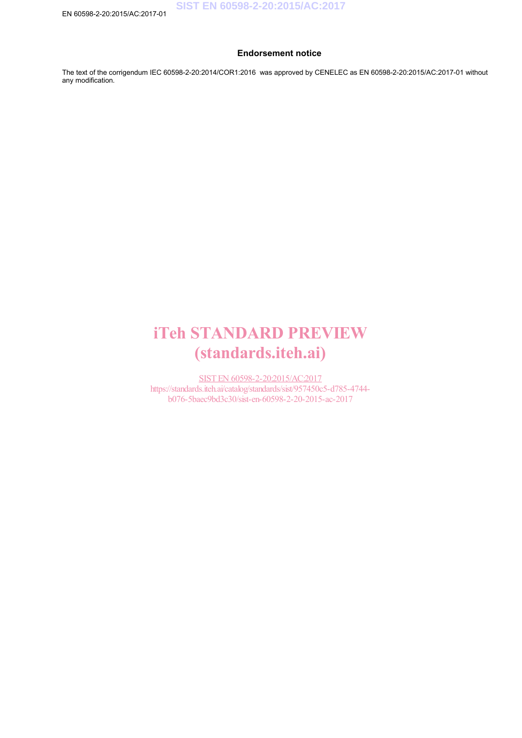## Endorsement notice

The text of the corrigendum IEC 60598-2-20:2014/COR1:2016 was approved by CENELEC as EN 60598-2-20:2015/AC:2017-01 without any modification.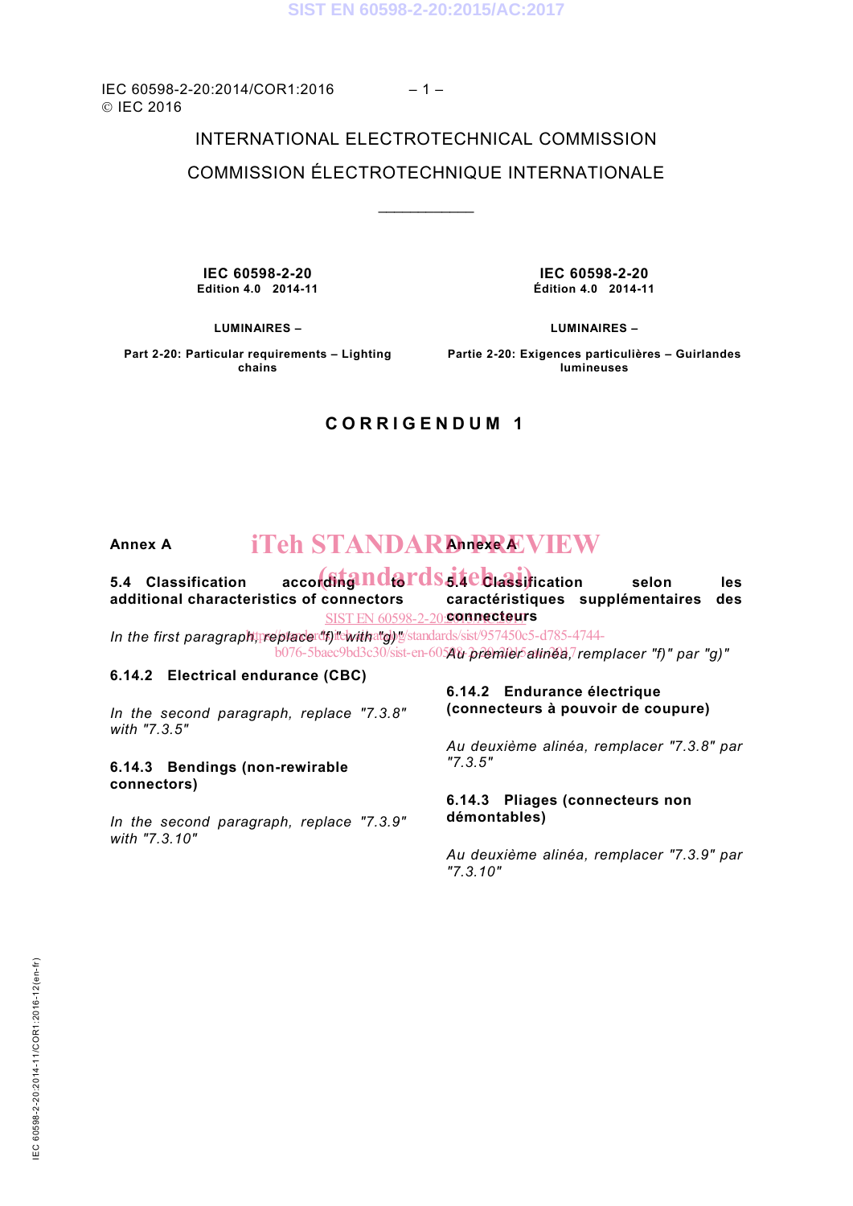IEC 60598-2-20:2014/COR1:2016
© IEC 2016

INTERNATIONAL ELECTROTECHNICAL COMMISSION

COMMISSION ÉLECTROTECHNIQUE INTERNATIONALE

**IEC 60598-2-20**
**Edition 4.0 2014-11**

**LUMINAIRES –**

**Part 2-20: Particular requirements – Lighting chains**

**IEC 60598-2-20**
**Édition 4.0 2014-11**

**LUMINAIRES –**

**Partie 2-20: Exigences particulières – Guirlandes lumineuses**

**CORRIGENDUM 1**

**Annex A**

**5.4 Classification according to additional characteristics of connectors**

*In the first paragraph, replace "f)" with "g)"*

**6.14.2 Electrical endurance (CBC)**

*In the second paragraph, replace "7.3.8" with "7.3.5"*

**6.14.3 Bendings (non-rewirable connectors)**

*In the second paragraph, replace "7.3.9" with "7.3.10"*

**Annexe A**

**5.4 Classification selon les caractéristiques supplémentaires des connecteurs**

*Au premier alinéa, remplacer "f)" par "g)"*

**6.14.2 Endurance électrique (connecteurs à pouvoir de coupure)**

*Au deuxième alinéa, remplacer "7.3.8" par "7.3.5"*

**6.14.3 Pliages (connecteurs non démontables)**

*Au deuxième alinéa, remplacer "7.3.9" par "7.3.10"*